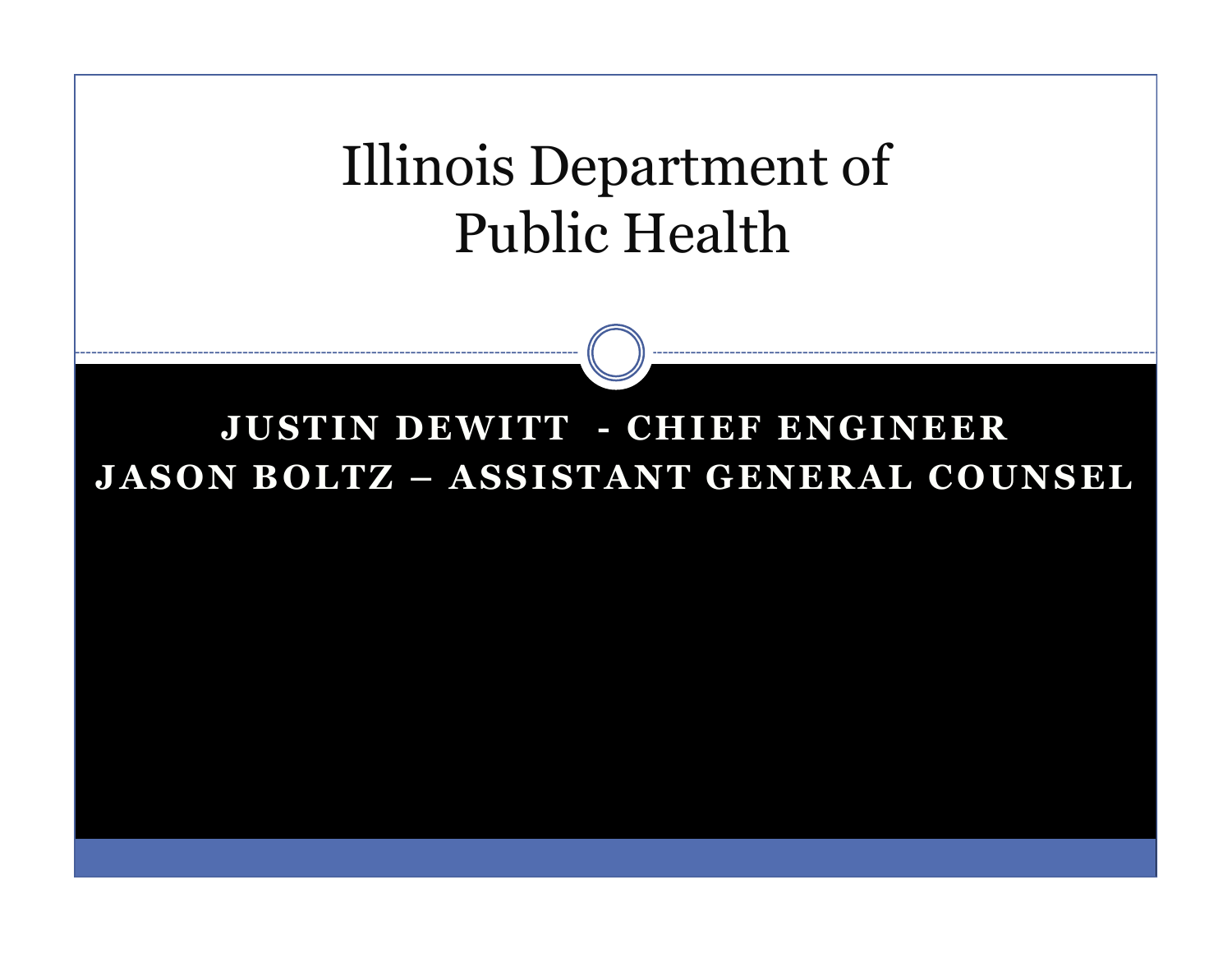# Illinois Department of Public Health

**JUSTIN DEWITT - CHIEF ENGINEER**
**JASON BOLTZ – ASSISTANT GENERAL COUNSEL**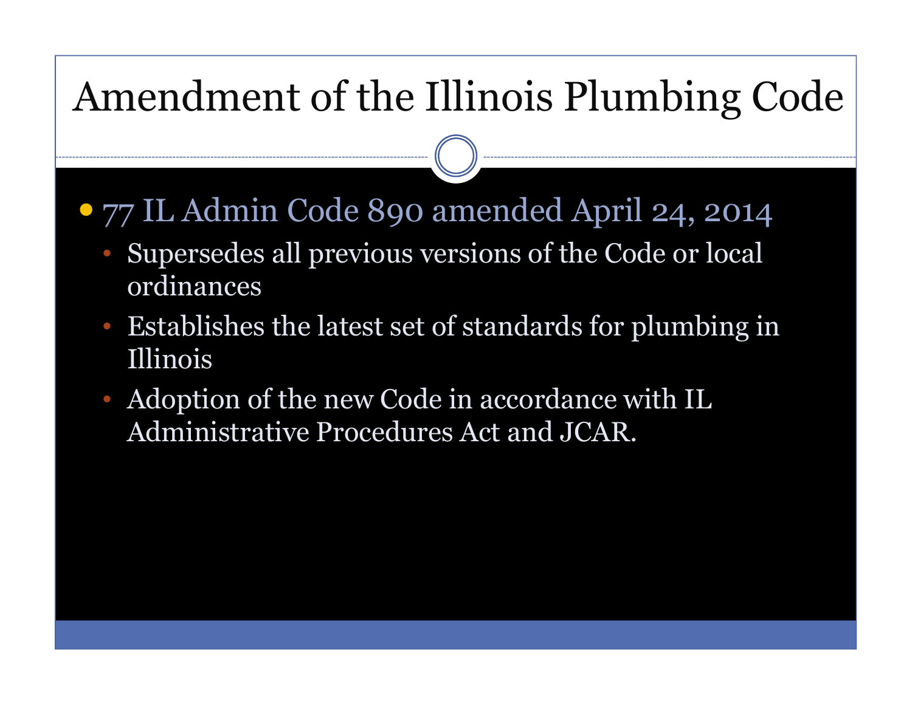# Amendment of the Illinois Plumbing Code

- 77 IL Admin Code 890 amended April 24, 2014
  - Supersedes all previous versions of the Code or local ordinances
  - Establishes the latest set of standards for plumbing in Illinois
  - Adoption of the new Code in accordance with IL Administrative Procedures Act and JCAR.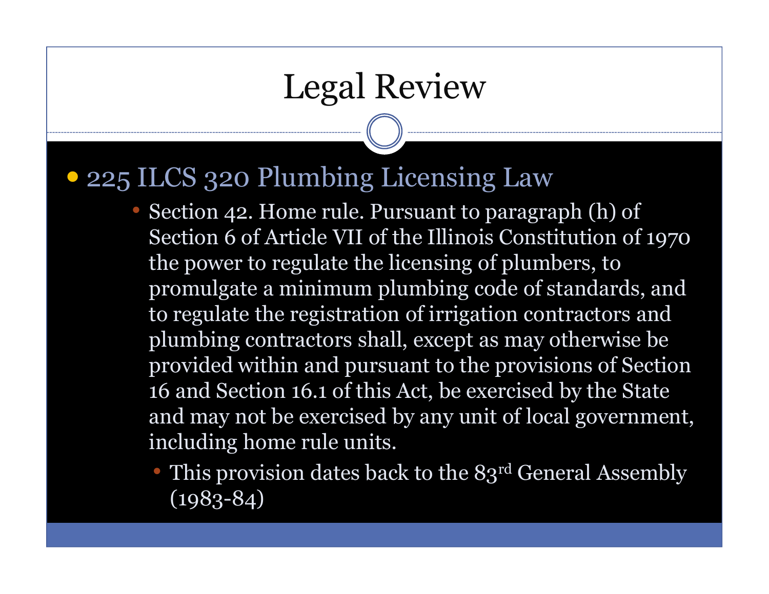# Legal Review

- 225 ILCS 320 Plumbing Licensing Law
  - Section 42. Home rule. Pursuant to paragraph (h) of Section 6 of Article VII of the Illinois Constitution of 1970 the power to regulate the licensing of plumbers, to promulgate a minimum plumbing code of standards, and to regulate the registration of irrigation contractors and plumbing contractors shall, except as may otherwise be provided within and pursuant to the provisions of Section 16 and Section 16.1 of this Act, be exercised by the State and may not be exercised by any unit of local government, including home rule units.
    - This provision dates back to the 83rd General Assembly (1983-84)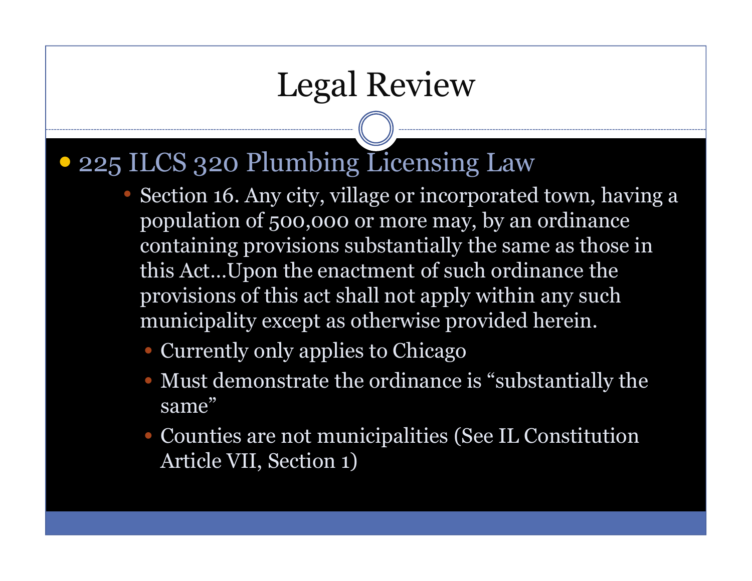# Legal Review

- 225 ILCS 320 Plumbing Licensing Law
  - Section 16. Any city, village or incorporated town, having a population of 500,000 or more may, by an ordinance containing provisions substantially the same as those in this Act…Upon the enactment of such ordinance the provisions of this act shall not apply within any such municipality except as otherwise provided herein.
    - Currently only applies to Chicago
    - Must demonstrate the ordinance is "substantially the same"
    - Counties are not municipalities (See IL Constitution Article VII, Section 1)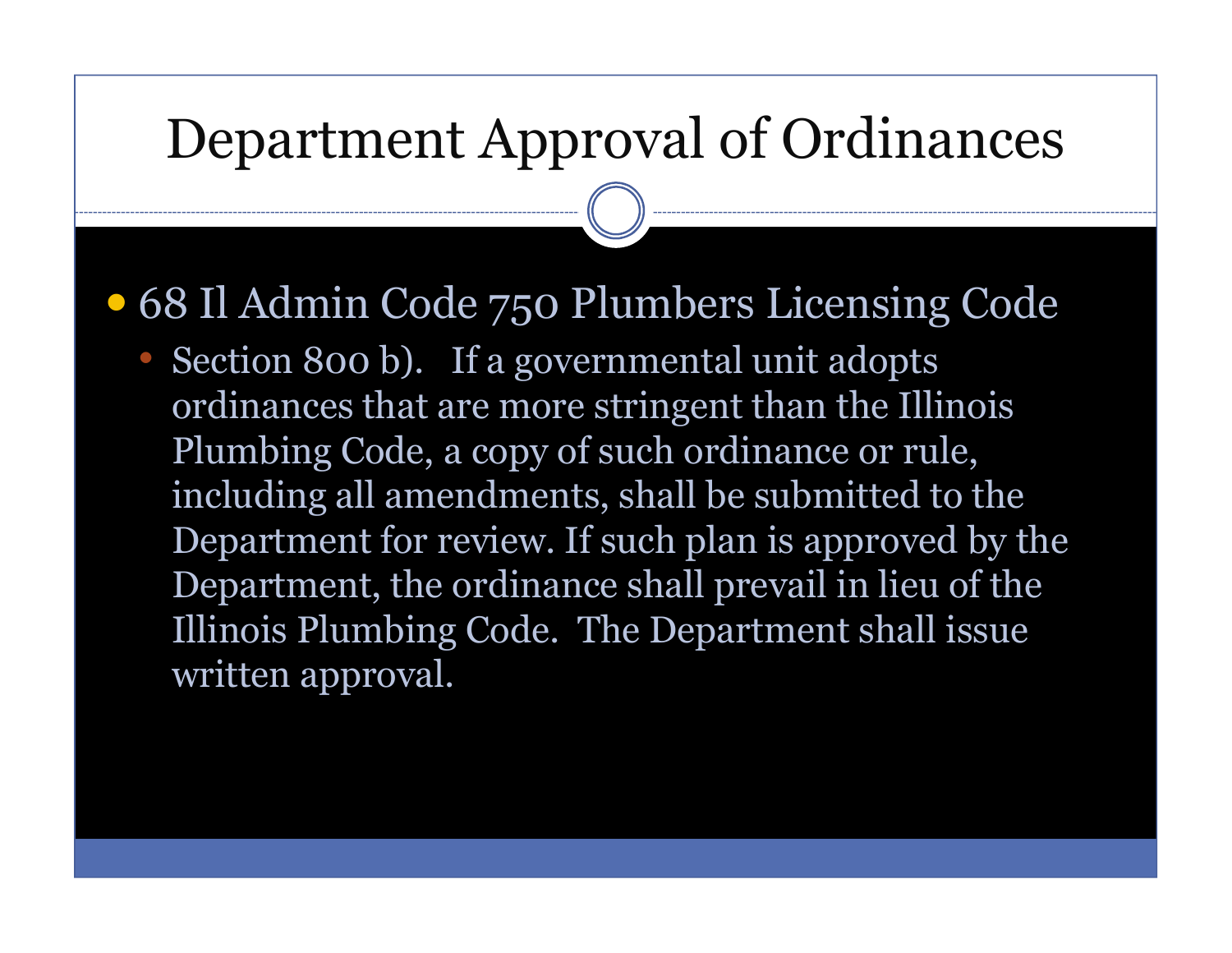# Department Approval of Ordinances

- 68 Il Admin Code 750 Plumbers Licensing Code
  - Section 800 b). If a governmental unit adopts ordinances that are more stringent than the Illinois Plumbing Code, a copy of such ordinance or rule, including all amendments, shall be submitted to the Department for review. If such plan is approved by the Department, the ordinance shall prevail in lieu of the Illinois Plumbing Code. The Department shall issue written approval.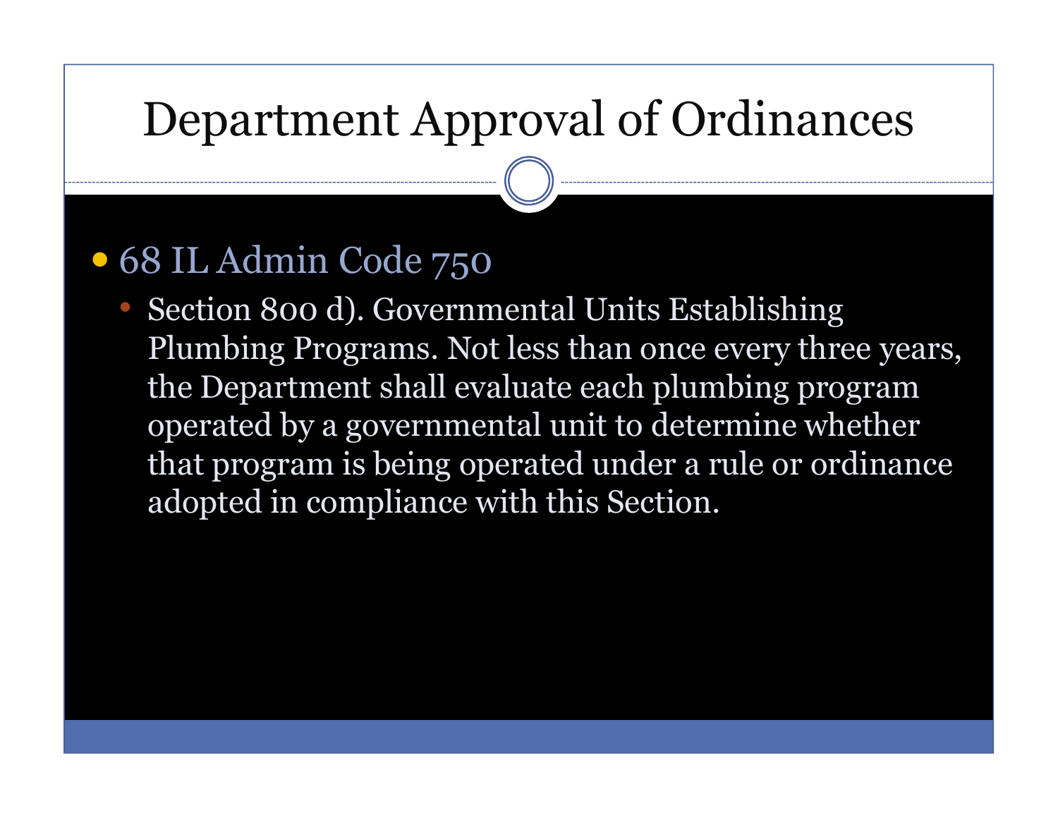# Department Approval of Ordinances

- 68 IL Admin Code 750
  - Section 800 d). Governmental Units Establishing Plumbing Programs. Not less than once every three years, the Department shall evaluate each plumbing program operated by a governmental unit to determine whether that program is being operated under a rule or ordinance adopted in compliance with this Section.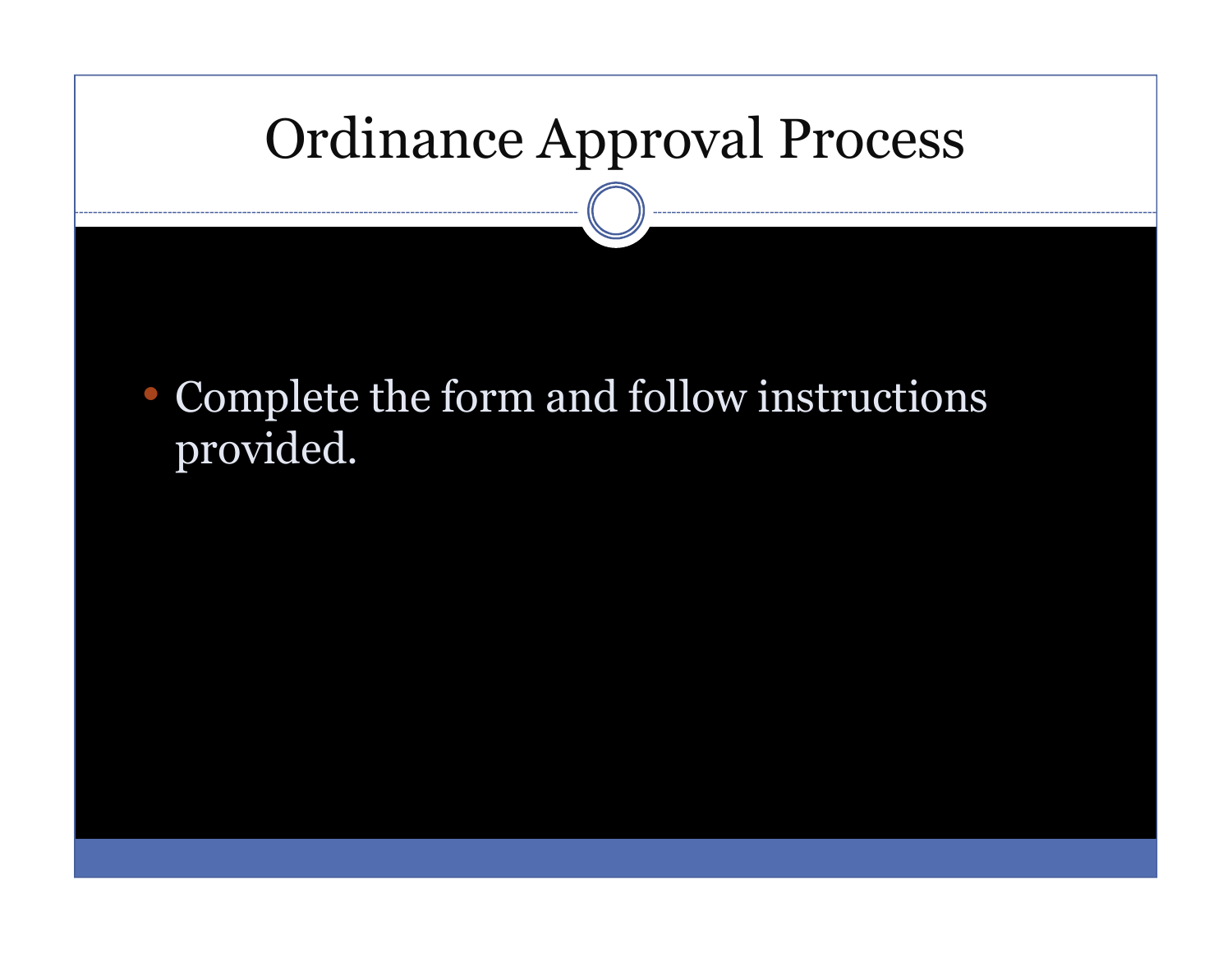# Ordinance Approval Process

- Complete the form and follow instructions provided.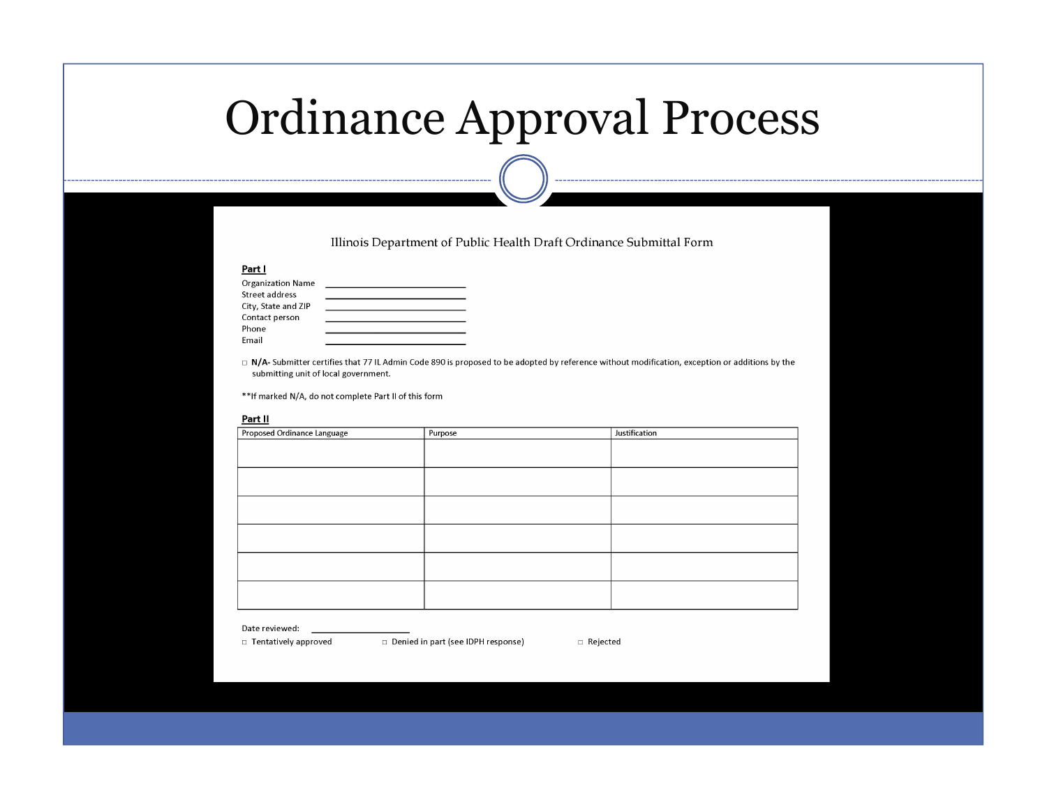# Ordinance Approval Process

## Illinois Department of Public Health Draft Ordinance Submittal Form

**Part I**

Organization Name ______________________

Street address ______________________

City, State and ZIP ______________________

Contact person ______________________

Phone ______________________

Email ______________________

□ **N/A-** Submitter certifies that 77 IL Admin Code 890 is proposed to be adopted by reference without modification, exception or additions by the submitting unit of local government.

**If marked N/A, do not complete Part II of this form

**Part II**

| Proposed Ordinance Language | Purpose | Justification |
| --- | --- | --- |
| | | |
| | | |
| | | |
| | | |
| | | |
| | | |

Date reviewed: ______________________

□ Tentatively approved □ Denied in part (see IDPH response) □ Rejected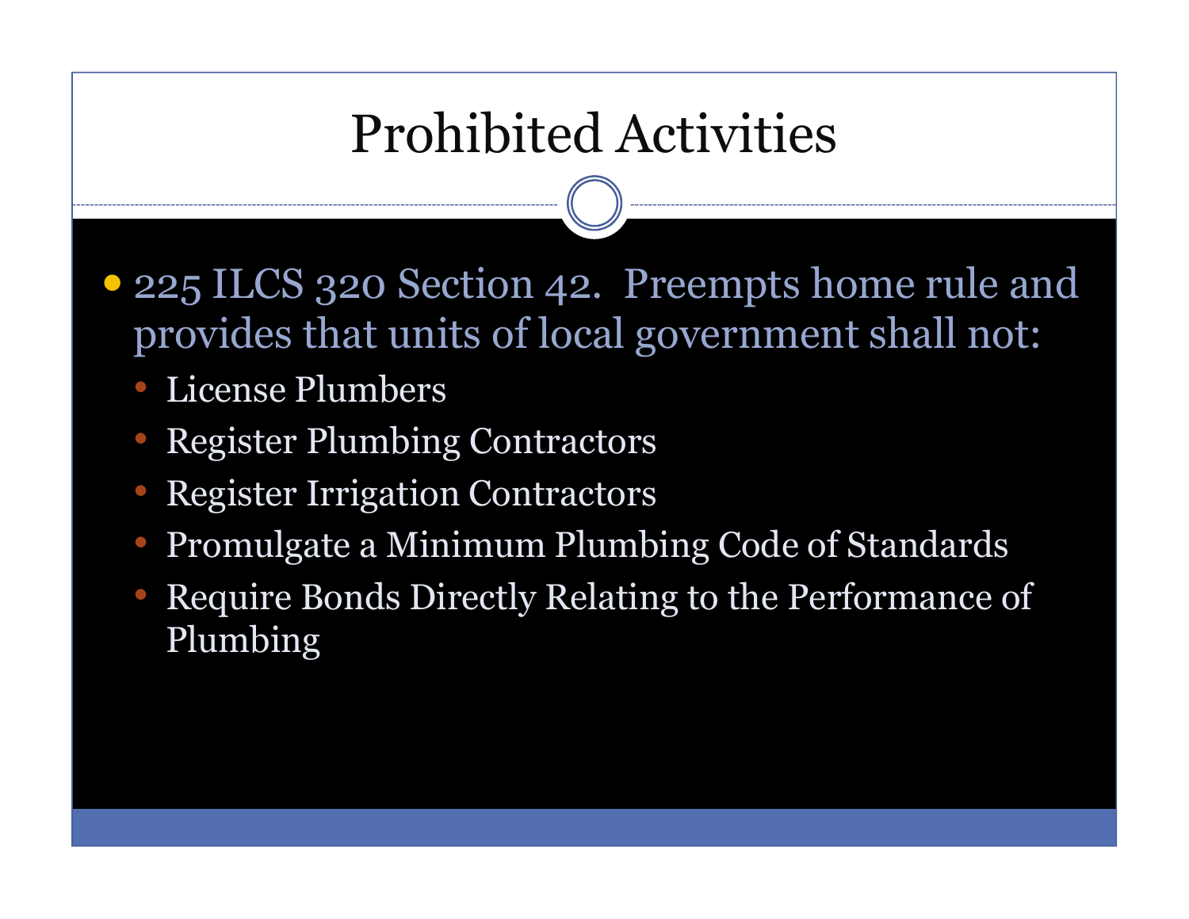# Prohibited Activities

- 225 ILCS 320 Section 42. Preempts home rule and provides that units of local government shall not:
  - License Plumbers
  - Register Plumbing Contractors
  - Register Irrigation Contractors
  - Promulgate a Minimum Plumbing Code of Standards
  - Require Bonds Directly Relating to the Performance of Plumbing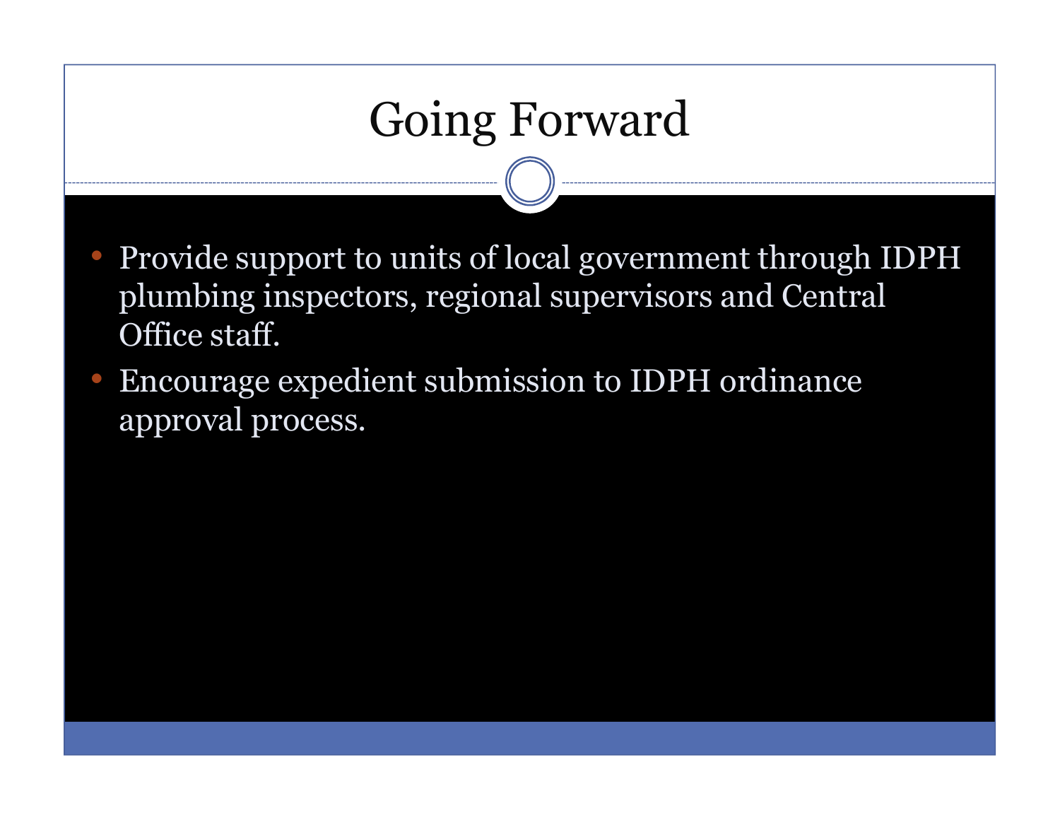# Going Forward

- Provide support to units of local government through IDPH plumbing inspectors, regional supervisors and Central Office staff.
- Encourage expedient submission to IDPH ordinance approval process.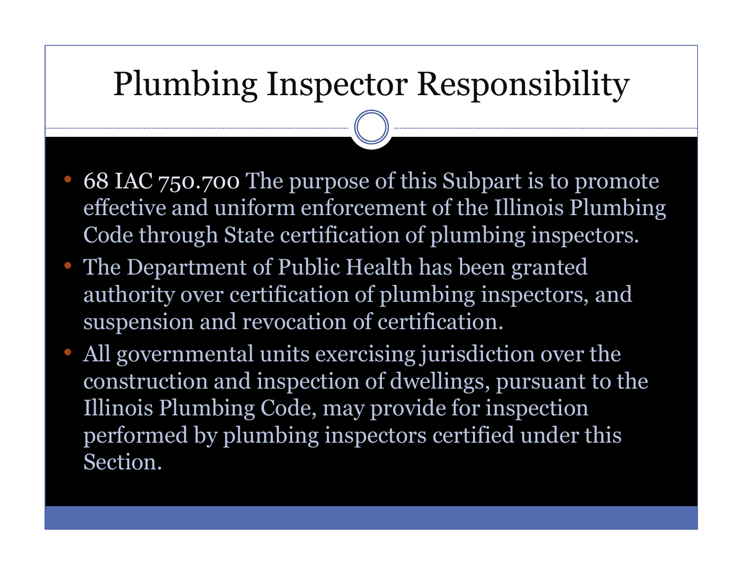# Plumbing Inspector Responsibility

- 68 IAC 750.700 The purpose of this Subpart is to promote effective and uniform enforcement of the Illinois Plumbing Code through State certification of plumbing inspectors.
- The Department of Public Health has been granted authority over certification of plumbing inspectors, and suspension and revocation of certification.
- All governmental units exercising jurisdiction over the construction and inspection of dwellings, pursuant to the Illinois Plumbing Code, may provide for inspection performed by plumbing inspectors certified under this Section.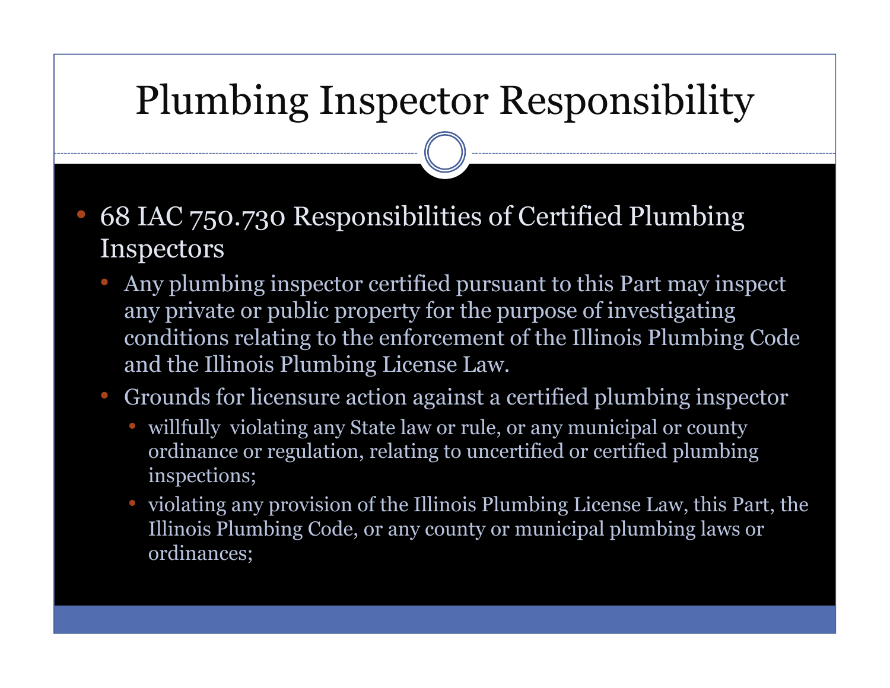# Plumbing Inspector Responsibility

- 68 IAC 750.730 Responsibilities of Certified Plumbing Inspectors
  - Any plumbing inspector certified pursuant to this Part may inspect any private or public property for the purpose of investigating conditions relating to the enforcement of the Illinois Plumbing Code and the Illinois Plumbing License Law.
  - Grounds for licensure action against a certified plumbing inspector
    - willfully violating any State law or rule, or any municipal or county ordinance or regulation, relating to uncertified or certified plumbing inspections;
    - violating any provision of the Illinois Plumbing License Law, this Part, the Illinois Plumbing Code, or any county or municipal plumbing laws or ordinances;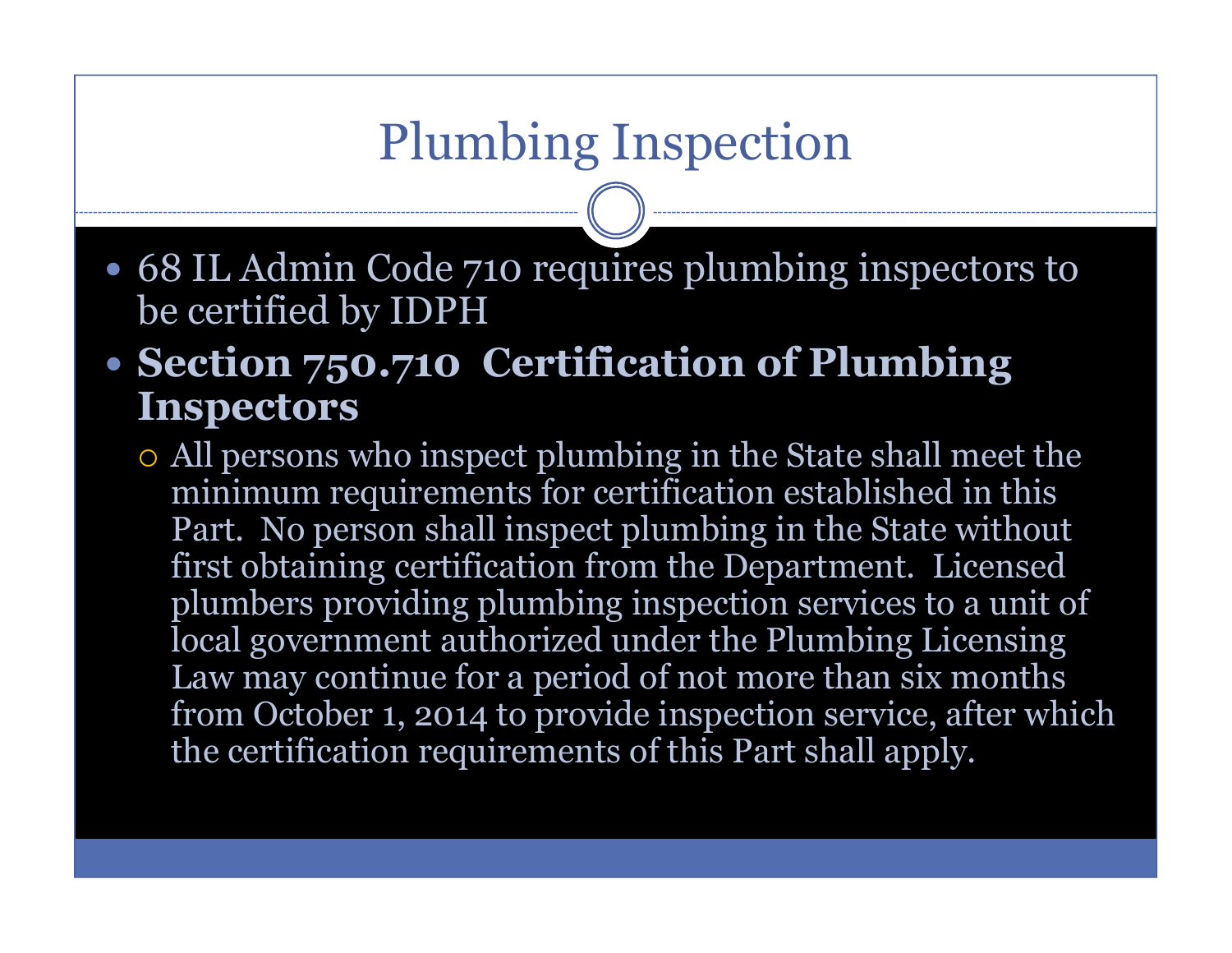# Plumbing Inspection

- 68 IL Admin Code 710 requires plumbing inspectors to be certified by IDPH
- **Section 750.710 Certification of Plumbing Inspectors**
  - All persons who inspect plumbing in the State shall meet the minimum requirements for certification established in this Part. No person shall inspect plumbing in the State without first obtaining certification from the Department. Licensed plumbers providing plumbing inspection services to a unit of local government authorized under the Plumbing Licensing Law may continue for a period of not more than six months from October 1, 2014 to provide inspection service, after which the certification requirements of this Part shall apply.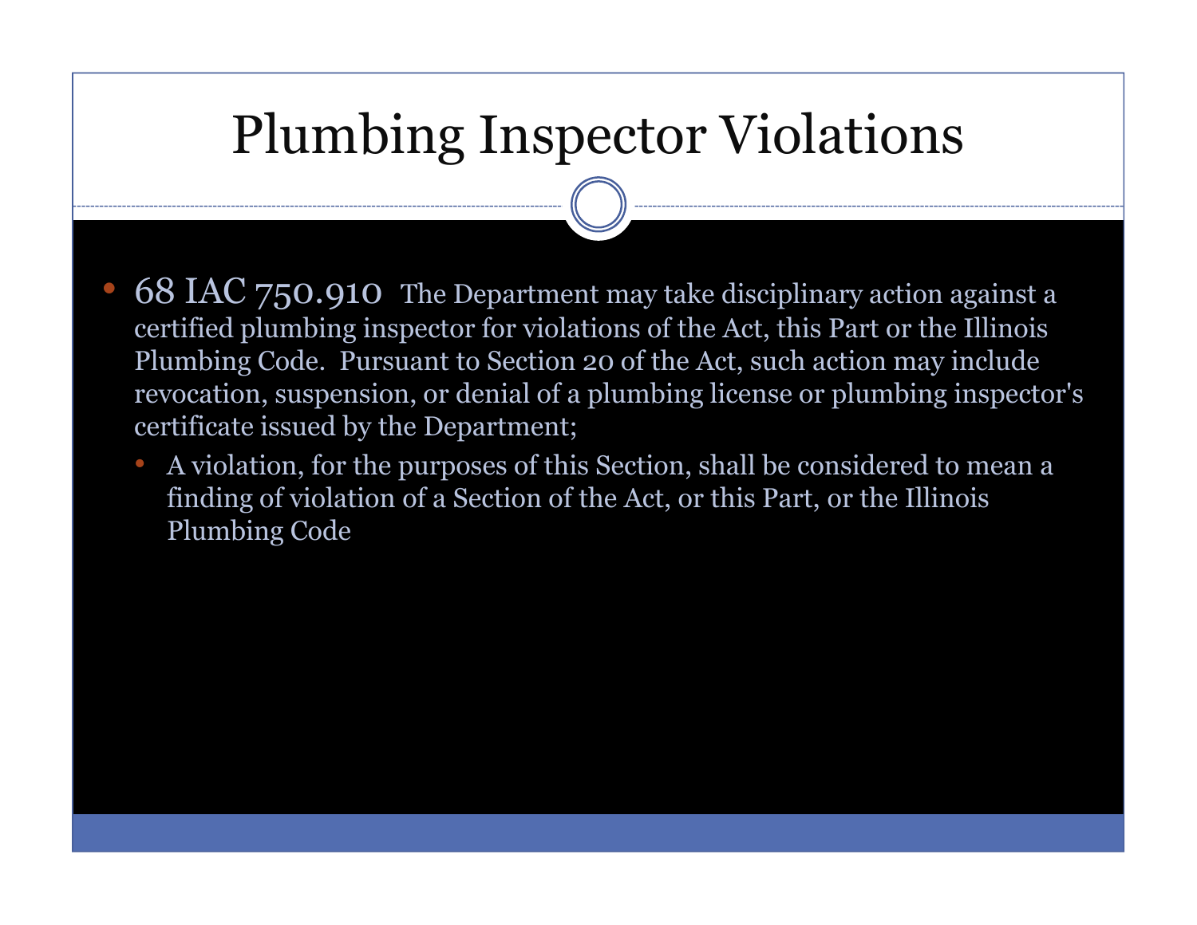# Plumbing Inspector Violations

- 68 IAC 750.910 The Department may take disciplinary action against a certified plumbing inspector for violations of the Act, this Part or the Illinois Plumbing Code. Pursuant to Section 20 of the Act, such action may include revocation, suspension, or denial of a plumbing license or plumbing inspector's certificate issued by the Department;
  - A violation, for the purposes of this Section, shall be considered to mean a finding of violation of a Section of the Act, or this Part, or the Illinois Plumbing Code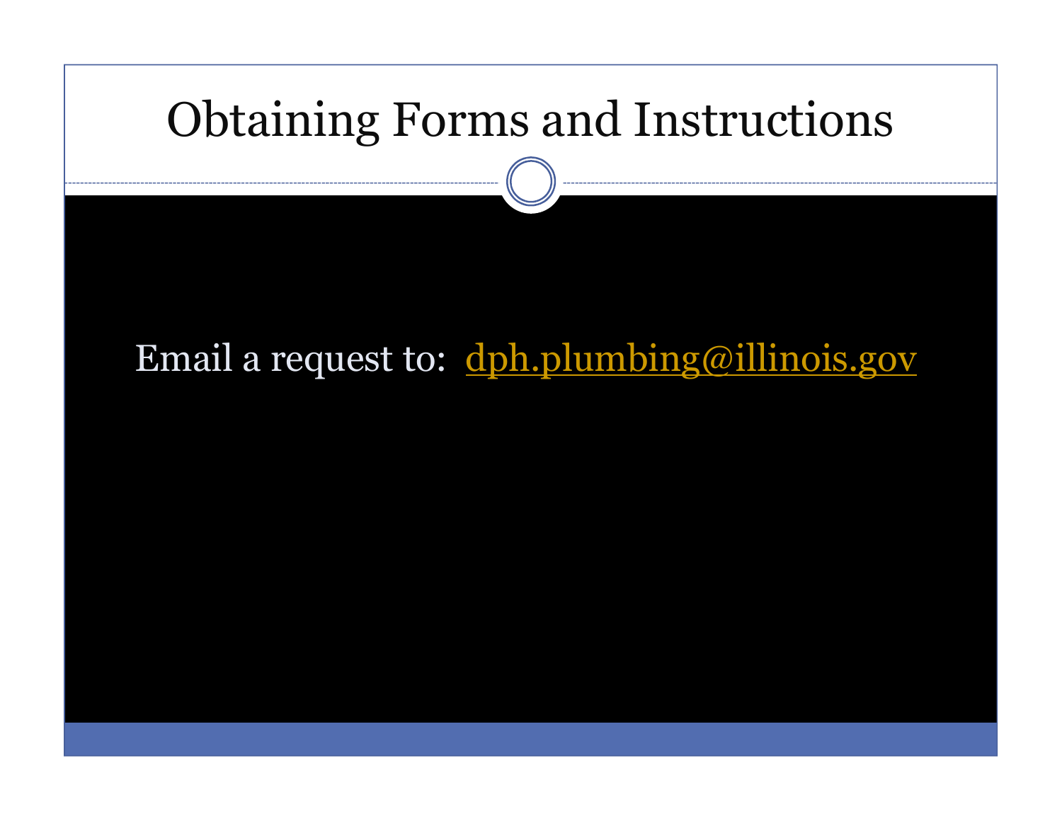# Obtaining Forms and Instructions

Email a request to: dph.plumbing@illinois.gov